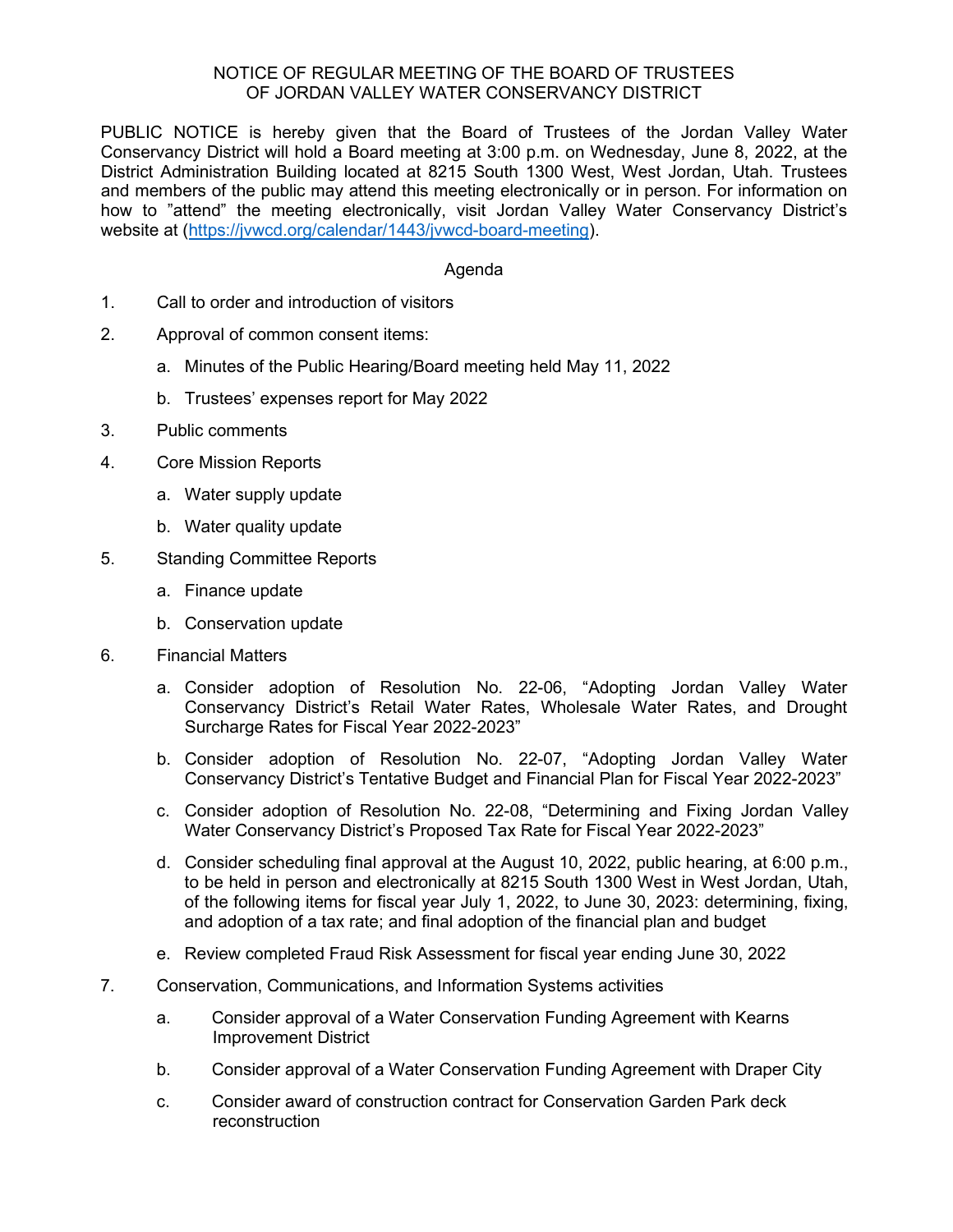# NOTICE OF REGULAR MEETING OF THE BOARD OF TRUSTEES OF JORDAN VALLEY WATER CONSERVANCY DISTRICT

PUBLIC NOTICE is hereby given that the Board of Trustees of the Jordan Valley Water Conservancy District will hold a Board meeting at 3:00 p.m. on Wednesday, June 8, 2022, at the District Administration Building located at 8215 South 1300 West, West Jordan, Utah. Trustees and members of the public may attend this meeting electronically or in person. For information on how to "attend" the meeting electronically, visit Jordan Valley Water Conservancy District's website at (https://jvwcd.org/calendar/1443/jvwcd-board-meeting).

## Agenda

1. Call to order and introduction of visitors

2. Approval of common consent items:

   a. Minutes of the Public Hearing/Board meeting held May 11, 2022

   b. Trustees' expenses report for May 2022

3. Public comments

4. Core Mission Reports

   a. Water supply update

   b. Water quality update

5. Standing Committee Reports

   a. Finance update

   b. Conservation update

6. Financial Matters

   a. Consider adoption of Resolution No. 22-06, "Adopting Jordan Valley Water Conservancy District's Retail Water Rates, Wholesale Water Rates, and Drought Surcharge Rates for Fiscal Year 2022-2023"

   b. Consider adoption of Resolution No. 22-07, "Adopting Jordan Valley Water Conservancy District's Tentative Budget and Financial Plan for Fiscal Year 2022-2023"

   c. Consider adoption of Resolution No. 22-08, "Determining and Fixing Jordan Valley Water Conservancy District's Proposed Tax Rate for Fiscal Year 2022-2023"

   d. Consider scheduling final approval at the August 10, 2022, public hearing, at 6:00 p.m., to be held in person and electronically at 8215 South 1300 West in West Jordan, Utah, of the following items for fiscal year July 1, 2022, to June 30, 2023: determining, fixing, and adoption of a tax rate; and final adoption of the financial plan and budget

   e. Review completed Fraud Risk Assessment for fiscal year ending June 30, 2022

7. Conservation, Communications, and Information Systems activities

   a. Consider approval of a Water Conservation Funding Agreement with Kearns Improvement District

   b. Consider approval of a Water Conservation Funding Agreement with Draper City

   c. Consider award of construction contract for Conservation Garden Park deck reconstruction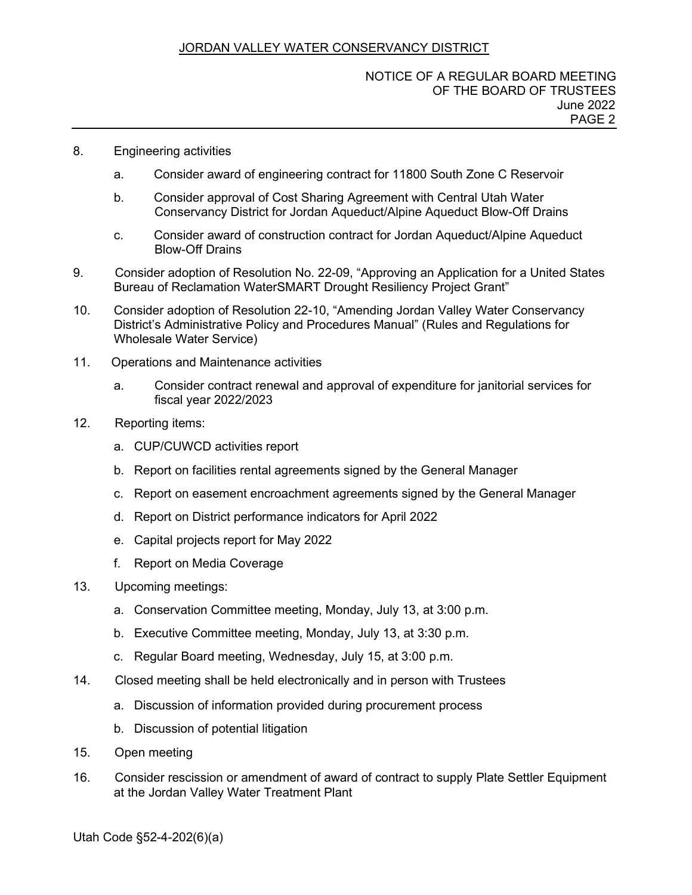8. Engineering activities

   a. Consider award of engineering contract for 11800 South Zone C Reservoir

   b. Consider approval of Cost Sharing Agreement with Central Utah Water Conservancy District for Jordan Aqueduct/Alpine Aqueduct Blow-Off Drains

   c. Consider award of construction contract for Jordan Aqueduct/Alpine Aqueduct Blow-Off Drains

9. Consider adoption of Resolution No. 22-09, "Approving an Application for a United States Bureau of Reclamation WaterSMART Drought Resiliency Project Grant"

10. Consider adoption of Resolution 22-10, "Amending Jordan Valley Water Conservancy District's Administrative Policy and Procedures Manual" (Rules and Regulations for Wholesale Water Service)

11. Operations and Maintenance activities

    a. Consider contract renewal and approval of expenditure for janitorial services for fiscal year 2022/2023

12. Reporting items:

    a. CUP/CUWCD activities report

    b. Report on facilities rental agreements signed by the General Manager

    c. Report on easement encroachment agreements signed by the General Manager

    d. Report on District performance indicators for April 2022

    e. Capital projects report for May 2022

    f. Report on Media Coverage

13. Upcoming meetings:

    a. Conservation Committee meeting, Monday, July 13, at 3:00 p.m.

    b. Executive Committee meeting, Monday, July 13, at 3:30 p.m.

    c. Regular Board meeting, Wednesday, July 15, at 3:00 p.m.

14. Closed meeting shall be held electronically and in person with Trustees

    a. Discussion of information provided during procurement process

    b. Discussion of potential litigation

15. Open meeting

16. Consider rescission or amendment of award of contract to supply Plate Settler Equipment at the Jordan Valley Water Treatment Plant

Utah Code §52-4-202(6)(a)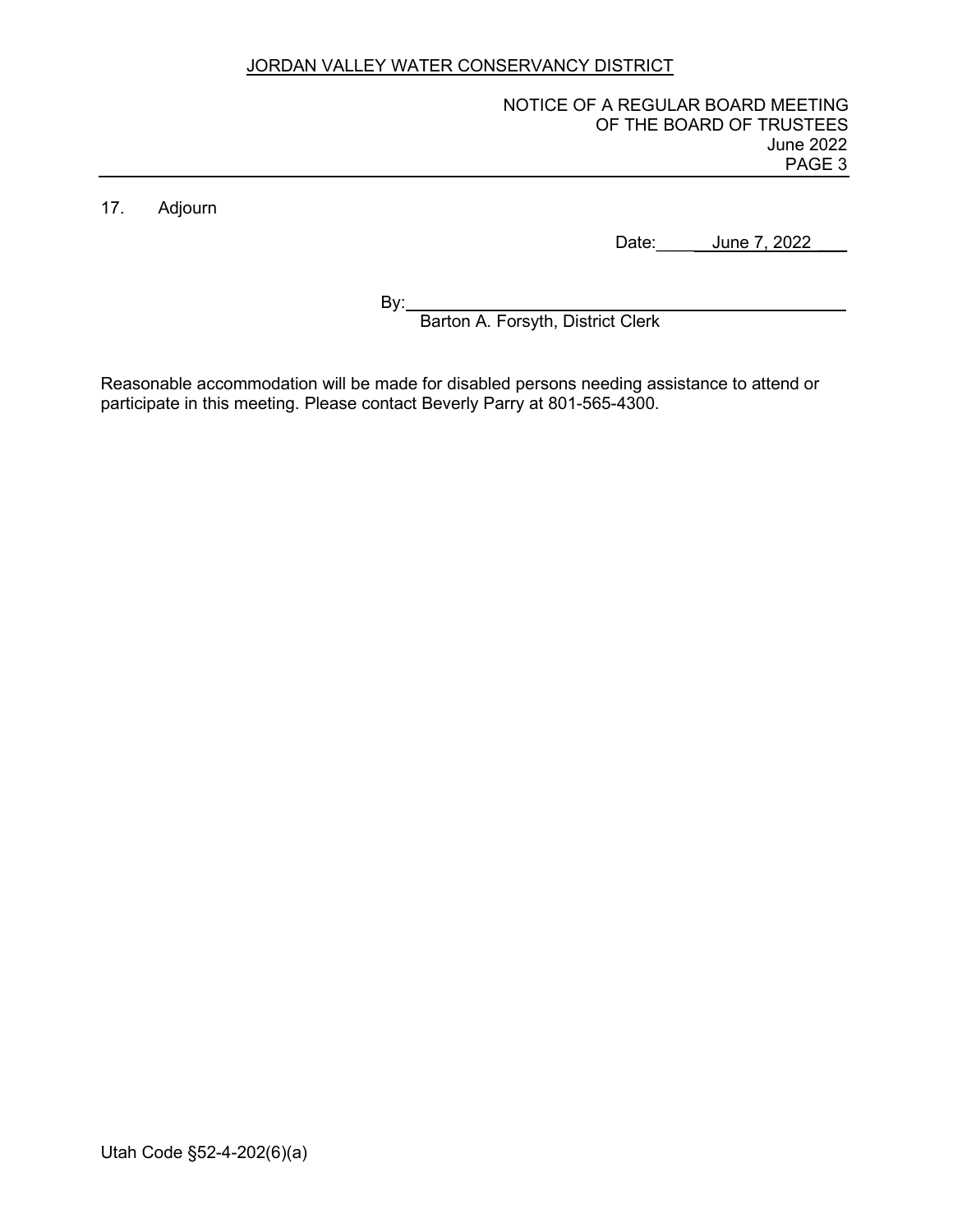17. Adjourn

Date: June 7, 2022

By: ______________________________

Barton A. Forsyth, District Clerk

Reasonable accommodation will be made for disabled persons needing assistance to attend or participate in this meeting. Please contact Beverly Parry at 801-565-4300.

Utah Code §52-4-202(6)(a)